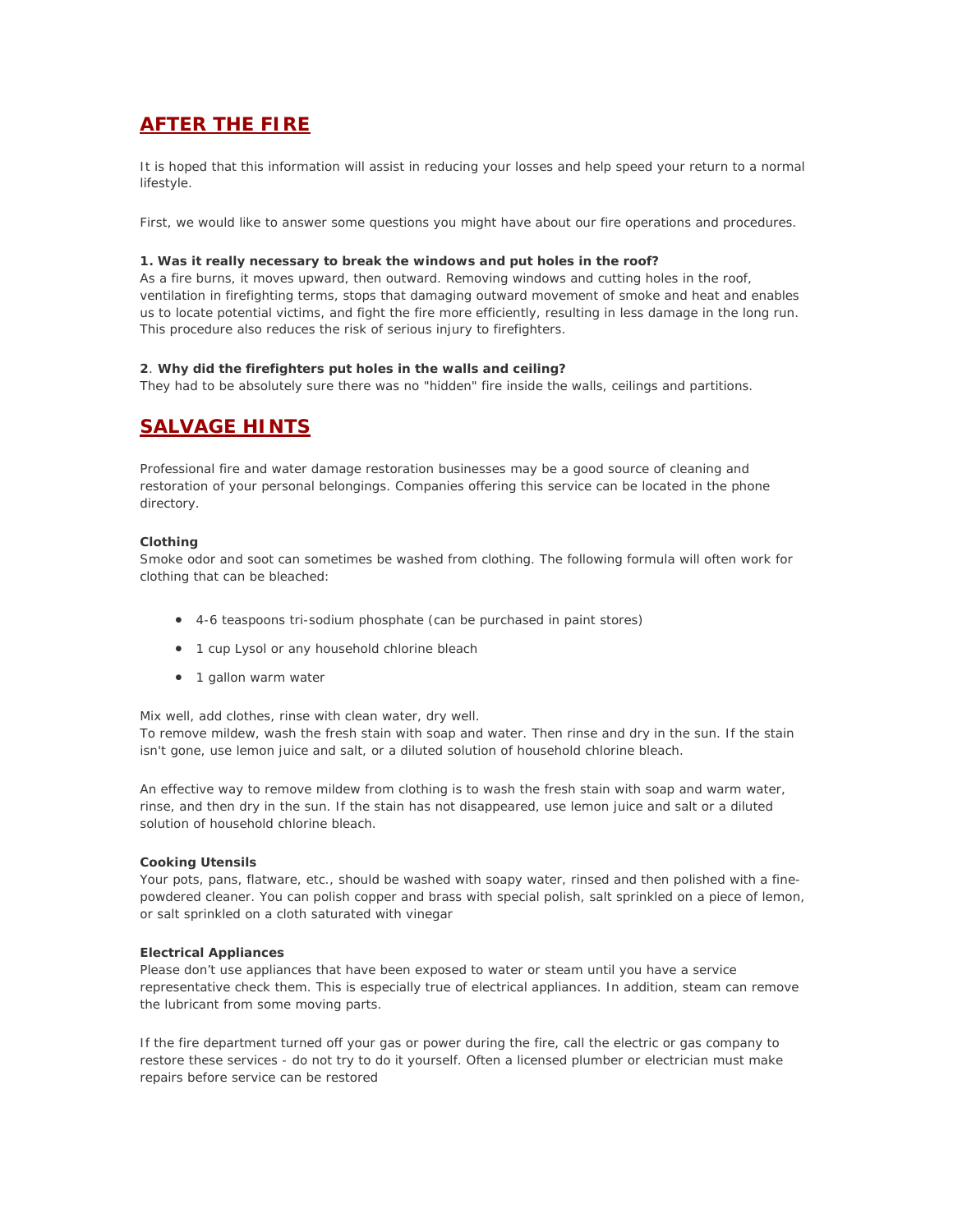# AFTER THE FIRE

It is hoped that this information will assist in reducing your losses and help speed your return to a normal lifestyle.

First, we would like to answer some questions you might have about our fire operations and procedures.

**1. Was it really necessary to break the windows and put holes in the roof?**
As a fire burns, it moves upward, then outward. Removing windows and cutting holes in the roof, ventilation in firefighting terms, stops that damaging outward movement of smoke and heat and enables us to locate potential victims, and fight the fire more efficiently, resulting in less damage in the long run. This procedure also reduces the risk of serious injury to firefighters.

**2**. **Why did the firefighters put holes in the walls and ceiling?**
They had to be absolutely sure there was no "hidden" fire inside the walls, ceilings and partitions.

# SALVAGE HINTS

Professional fire and water damage restoration businesses may be a good source of cleaning and restoration of your personal belongings. Companies offering this service can be located in the phone directory.

**Clothing**
Smoke odor and soot can sometimes be washed from clothing. The following formula will often work for clothing that can be bleached:

- 4-6 teaspoons tri-sodium phosphate (can be purchased in paint stores)
- 1 cup Lysol or any household chlorine bleach
- 1 gallon warm water

Mix well, add clothes, rinse with clean water, dry well.
To remove mildew, wash the fresh stain with soap and water. Then rinse and dry in the sun. If the stain isn't gone, use lemon juice and salt, or a diluted solution of household chlorine bleach.

An effective way to remove mildew from clothing is to wash the fresh stain with soap and warm water, rinse, and then dry in the sun. If the stain has not disappeared, use lemon juice and salt or a diluted solution of household chlorine bleach.

**Cooking Utensils**
Your pots, pans, flatware, etc., should be washed with soapy water, rinsed and then polished with a fine-powdered cleaner. You can polish copper and brass with special polish, salt sprinkled on a piece of lemon, or salt sprinkled on a cloth saturated with vinegar

**Electrical Appliances**
Please don't use appliances that have been exposed to water or steam until you have a service representative check them. This is especially true of electrical appliances. In addition, steam can remove the lubricant from some moving parts.

If the fire department turned off your gas or power during the fire, call the electric or gas company to restore these services - do not try to do it yourself. Often a licensed plumber or electrician must make repairs before service can be restored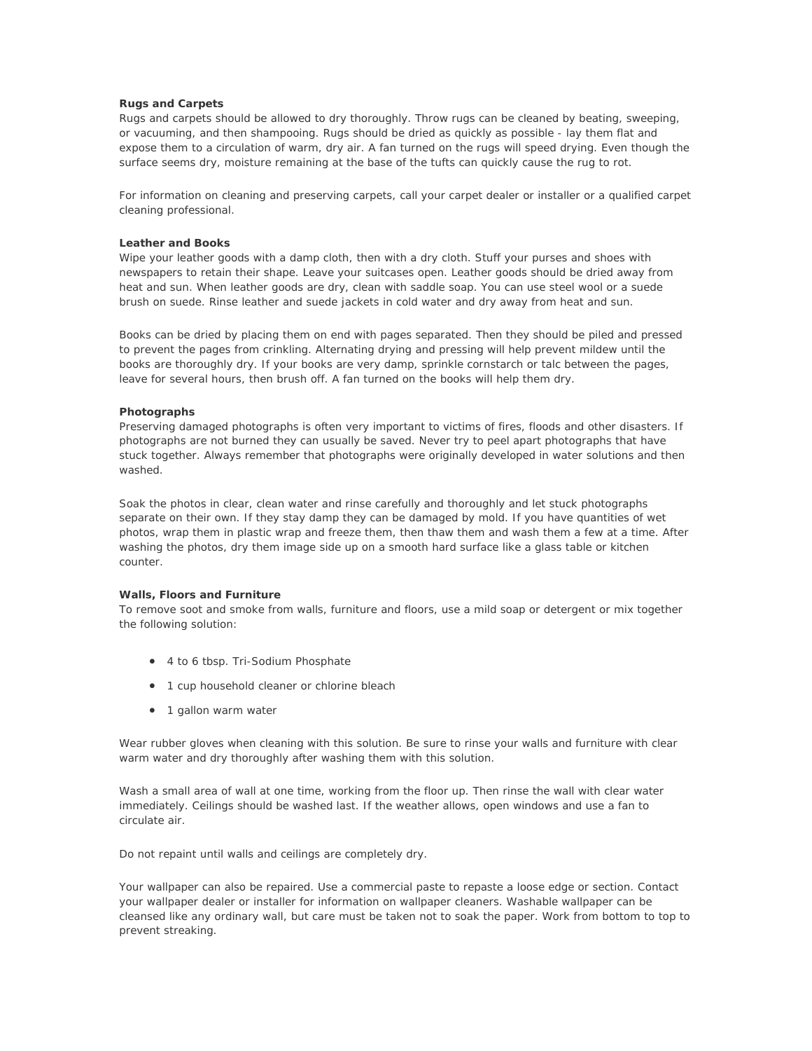**Rugs and Carpets**
Rugs and carpets should be allowed to dry thoroughly. Throw rugs can be cleaned by beating, sweeping, or vacuuming, and then shampooing. Rugs should be dried as quickly as possible - lay them flat and expose them to a circulation of warm, dry air. A fan turned on the rugs will speed drying. Even though the surface seems dry, moisture remaining at the base of the tufts can quickly cause the rug to rot.

For information on cleaning and preserving carpets, call your carpet dealer or installer or a qualified carpet cleaning professional.

**Leather and Books**
Wipe your leather goods with a damp cloth, then with a dry cloth. Stuff your purses and shoes with newspapers to retain their shape. Leave your suitcases open. Leather goods should be dried away from heat and sun. When leather goods are dry, clean with saddle soap. You can use steel wool or a suede brush on suede. Rinse leather and suede jackets in cold water and dry away from heat and sun.

Books can be dried by placing them on end with pages separated. Then they should be piled and pressed to prevent the pages from crinkling. Alternating drying and pressing will help prevent mildew until the books are thoroughly dry. If your books are very damp, sprinkle cornstarch or talc between the pages, leave for several hours, then brush off. A fan turned on the books will help them dry.

**Photographs**
Preserving damaged photographs is often very important to victims of fires, floods and other disasters. If photographs are not burned they can usually be saved. Never try to peel apart photographs that have stuck together. Always remember that photographs were originally developed in water solutions and then washed.

Soak the photos in clear, clean water and rinse carefully and thoroughly and let stuck photographs separate on their own. If they stay damp they can be damaged by mold. If you have quantities of wet photos, wrap them in plastic wrap and freeze them, then thaw them and wash them a few at a time. After washing the photos, dry them image side up on a smooth hard surface like a glass table or kitchen counter.

**Walls, Floors and Furniture**
To remove soot and smoke from walls, furniture and floors, use a mild soap or detergent or mix together the following solution:

- 4 to 6 tbsp. Tri-Sodium Phosphate
- 1 cup household cleaner or chlorine bleach
- 1 gallon warm water

Wear rubber gloves when cleaning with this solution. Be sure to rinse your walls and furniture with clear warm water and dry thoroughly after washing them with this solution.

Wash a small area of wall at one time, working from the floor up. Then rinse the wall with clear water immediately. Ceilings should be washed last. If the weather allows, open windows and use a fan to circulate air.

Do not repaint until walls and ceilings are completely dry.

Your wallpaper can also be repaired. Use a commercial paste to repaste a loose edge or section. Contact your wallpaper dealer or installer for information on wallpaper cleaners. Washable wallpaper can be cleansed like any ordinary wall, but care must be taken not to soak the paper. Work from bottom to top to prevent streaking.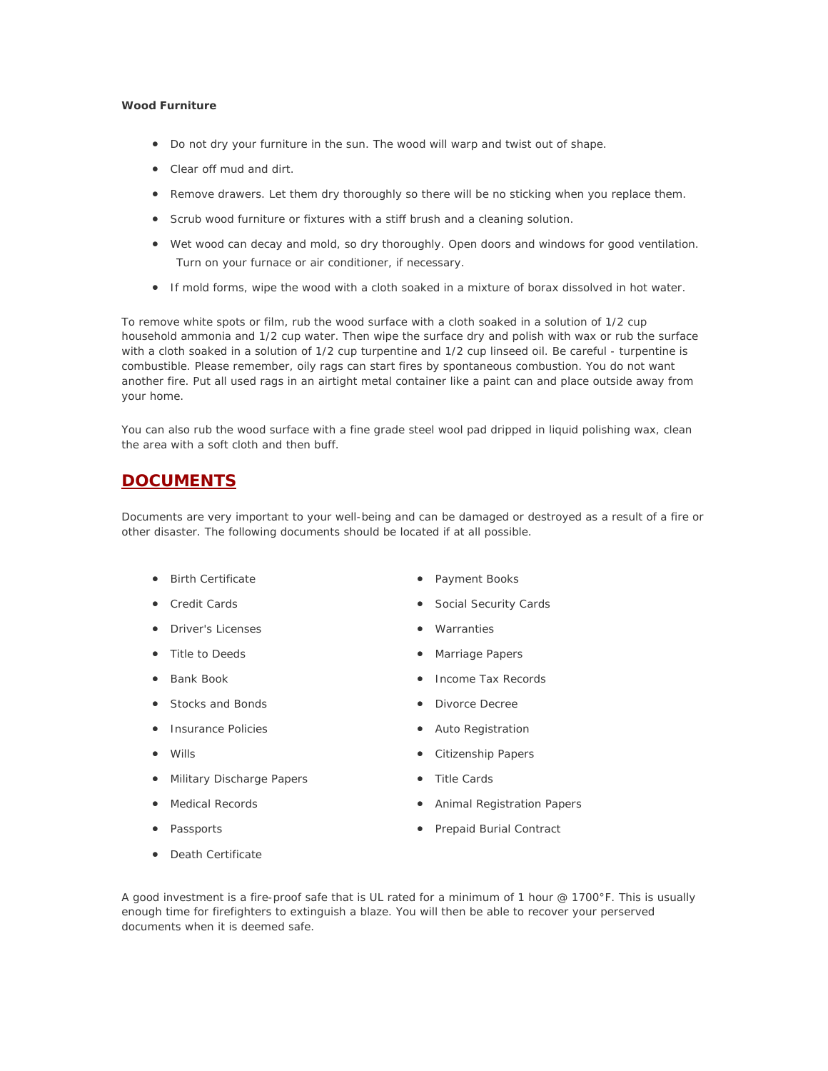**Wood Furniture**

- Do not dry your furniture in the sun. The wood will warp and twist out of shape.
- Clear off mud and dirt.
- Remove drawers. Let them dry thoroughly so there will be no sticking when you replace them.
- Scrub wood furniture or fixtures with a stiff brush and a cleaning solution.
- Wet wood can decay and mold, so dry thoroughly. Open doors and windows for good ventilation. Turn on your furnace or air conditioner, if necessary.
- If mold forms, wipe the wood with a cloth soaked in a mixture of borax dissolved in hot water.

To remove white spots or film, rub the wood surface with a cloth soaked in a solution of 1/2 cup household ammonia and 1/2 cup water. Then wipe the surface dry and polish with wax or rub the surface with a cloth soaked in a solution of 1/2 cup turpentine and 1/2 cup linseed oil. Be careful - turpentine is combustible. Please remember, oily rags can start fires by spontaneous combustion. You do not want another fire. Put all used rags in an airtight metal container like a paint can and place outside away from your home.

You can also rub the wood surface with a fine grade steel wool pad dripped in liquid polishing wax, clean the area with a soft cloth and then buff.

## DOCUMENTS

Documents are very important to your well-being and can be damaged or destroyed as a result of a fire or other disaster. The following documents should be located if at all possible.

- Birth Certificate
- Credit Cards
- Driver's Licenses
- Title to Deeds
- Bank Book
- Stocks and Bonds
- Insurance Policies
- Wills
- Military Discharge Papers
- Medical Records
- Passports
- Death Certificate
- Payment Books
- Social Security Cards
- Warranties
- Marriage Papers
- Income Tax Records
- Divorce Decree
- Auto Registration
- Citizenship Papers
- Title Cards
- Animal Registration Papers
- Prepaid Burial Contract

A good investment is a fire-proof safe that is UL rated for a minimum of 1 hour @ 1700°F. This is usually enough time for firefighters to extinguish a blaze. You will then be able to recover your perserved documents when it is deemed safe.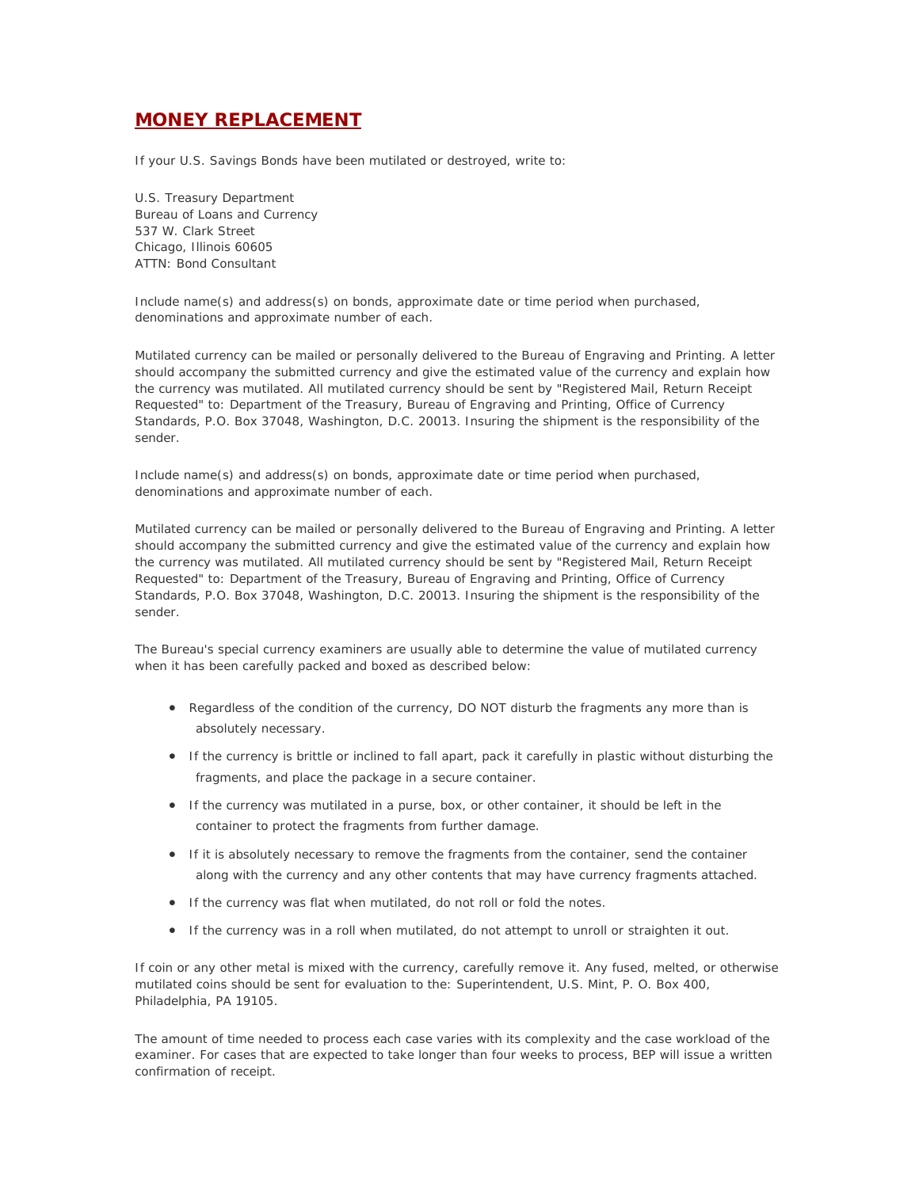## MONEY REPLACEMENT

If your U.S. Savings Bonds have been mutilated or destroyed, write to:

U.S. Treasury Department
Bureau of Loans and Currency
537 W. Clark Street
Chicago, Illinois 60605
ATTN: Bond Consultant

Include name(s) and address(s) on bonds, approximate date or time period when purchased, denominations and approximate number of each.

Mutilated currency can be mailed or personally delivered to the Bureau of Engraving and Printing. A letter should accompany the submitted currency and give the estimated value of the currency and explain how the currency was mutilated. All mutilated currency should be sent by "Registered Mail, Return Receipt Requested" to: Department of the Treasury, Bureau of Engraving and Printing, Office of Currency Standards, P.O. Box 37048, Washington, D.C. 20013. Insuring the shipment is the responsibility of the sender.

Include name(s) and address(s) on bonds, approximate date or time period when purchased, denominations and approximate number of each.

Mutilated currency can be mailed or personally delivered to the Bureau of Engraving and Printing. A letter should accompany the submitted currency and give the estimated value of the currency and explain how the currency was mutilated. All mutilated currency should be sent by "Registered Mail, Return Receipt Requested" to: Department of the Treasury, Bureau of Engraving and Printing, Office of Currency Standards, P.O. Box 37048, Washington, D.C. 20013. Insuring the shipment is the responsibility of the sender.

The Bureau's special currency examiners are usually able to determine the value of mutilated currency when it has been carefully packed and boxed as described below:

- Regardless of the condition of the currency, DO NOT disturb the fragments any more than is absolutely necessary.
- If the currency is brittle or inclined to fall apart, pack it carefully in plastic without disturbing the fragments, and place the package in a secure container.
- If the currency was mutilated in a purse, box, or other container, it should be left in the container to protect the fragments from further damage.
- If it is absolutely necessary to remove the fragments from the container, send the container along with the currency and any other contents that may have currency fragments attached.
- If the currency was flat when mutilated, do not roll or fold the notes.
- If the currency was in a roll when mutilated, do not attempt to unroll or straighten it out.

If coin or any other metal is mixed with the currency, carefully remove it. Any fused, melted, or otherwise mutilated coins should be sent for evaluation to the: Superintendent, U.S. Mint, P. O. Box 400, Philadelphia, PA 19105.

The amount of time needed to process each case varies with its complexity and the case workload of the examiner. For cases that are expected to take longer than four weeks to process, BEP will issue a written confirmation of receipt.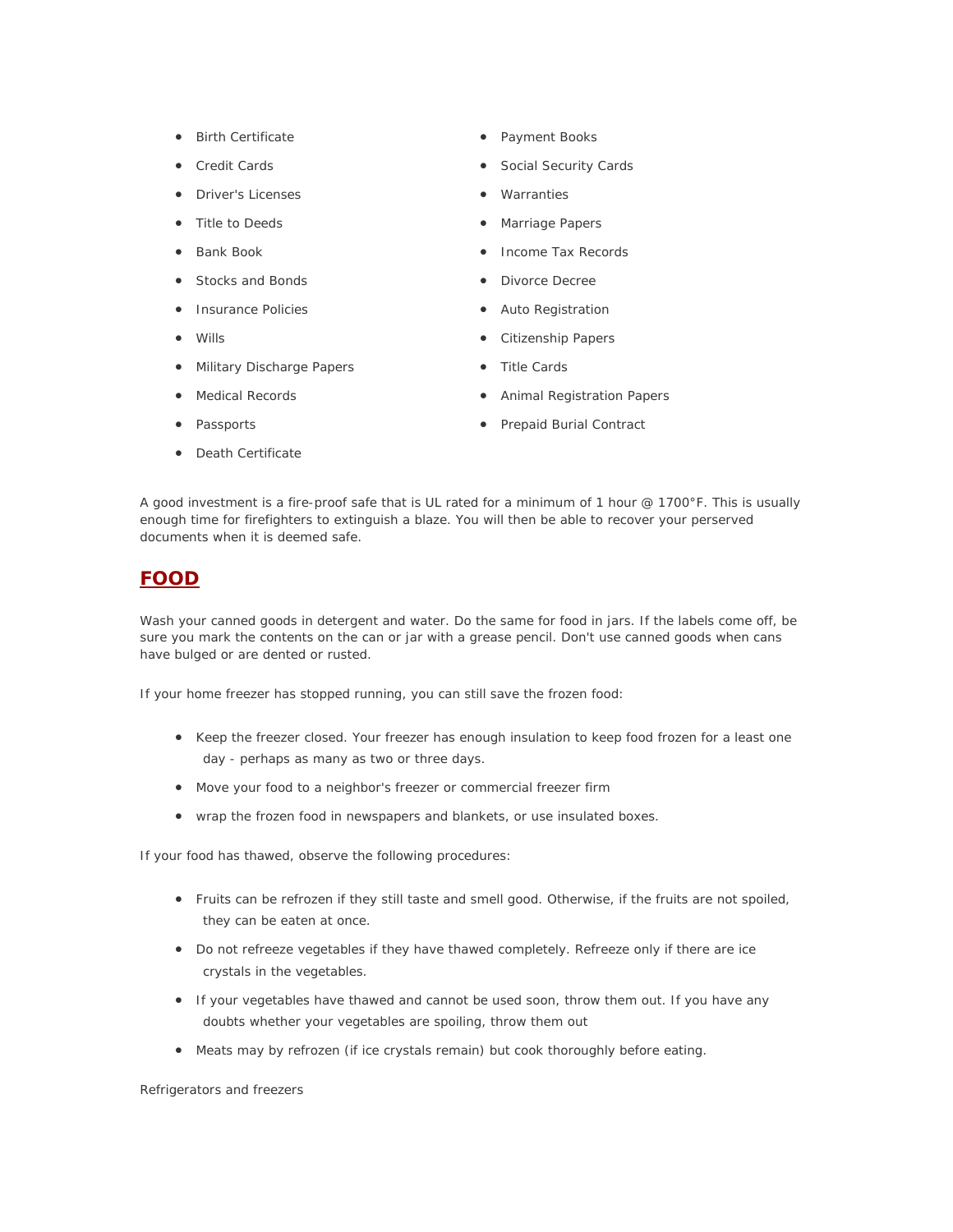- Birth Certificate
- Credit Cards
- Driver's Licenses
- Title to Deeds
- Bank Book
- Stocks and Bonds
- Insurance Policies
- Wills
- Military Discharge Papers
- Medical Records
- Passports
- Death Certificate
- Payment Books
- Social Security Cards
- Warranties
- Marriage Papers
- Income Tax Records
- Divorce Decree
- Auto Registration
- Citizenship Papers
- Title Cards
- Animal Registration Papers
- Prepaid Burial Contract

A good investment is a fire-proof safe that is UL rated for a minimum of 1 hour @ 1700°F. This is usually enough time for firefighters to extinguish a blaze. You will then be able to recover your perserved documents when it is deemed safe.

## FOOD

Wash your canned goods in detergent and water. Do the same for food in jars. If the labels come off, be sure you mark the contents on the can or jar with a grease pencil. Don't use canned goods when cans have bulged or are dented or rusted.

If your home freezer has stopped running, you can still save the frozen food:

- Keep the freezer closed. Your freezer has enough insulation to keep food frozen for a least one day - perhaps as many as two or three days.
- Move your food to a neighbor's freezer or commercial freezer firm
- wrap the frozen food in newspapers and blankets, or use insulated boxes.

If your food has thawed, observe the following procedures:

- Fruits can be refrozen if they still taste and smell good. Otherwise, if the fruits are not spoiled, they can be eaten at once.
- Do not refreeze vegetables if they have thawed completely. Refreeze only if there are ice crystals in the vegetables.
- If your vegetables have thawed and cannot be used soon, throw them out. If you have any doubts whether your vegetables are spoiling, throw them out
- Meats may by refrozen (if ice crystals remain) but cook thoroughly before eating.

Refrigerators and freezers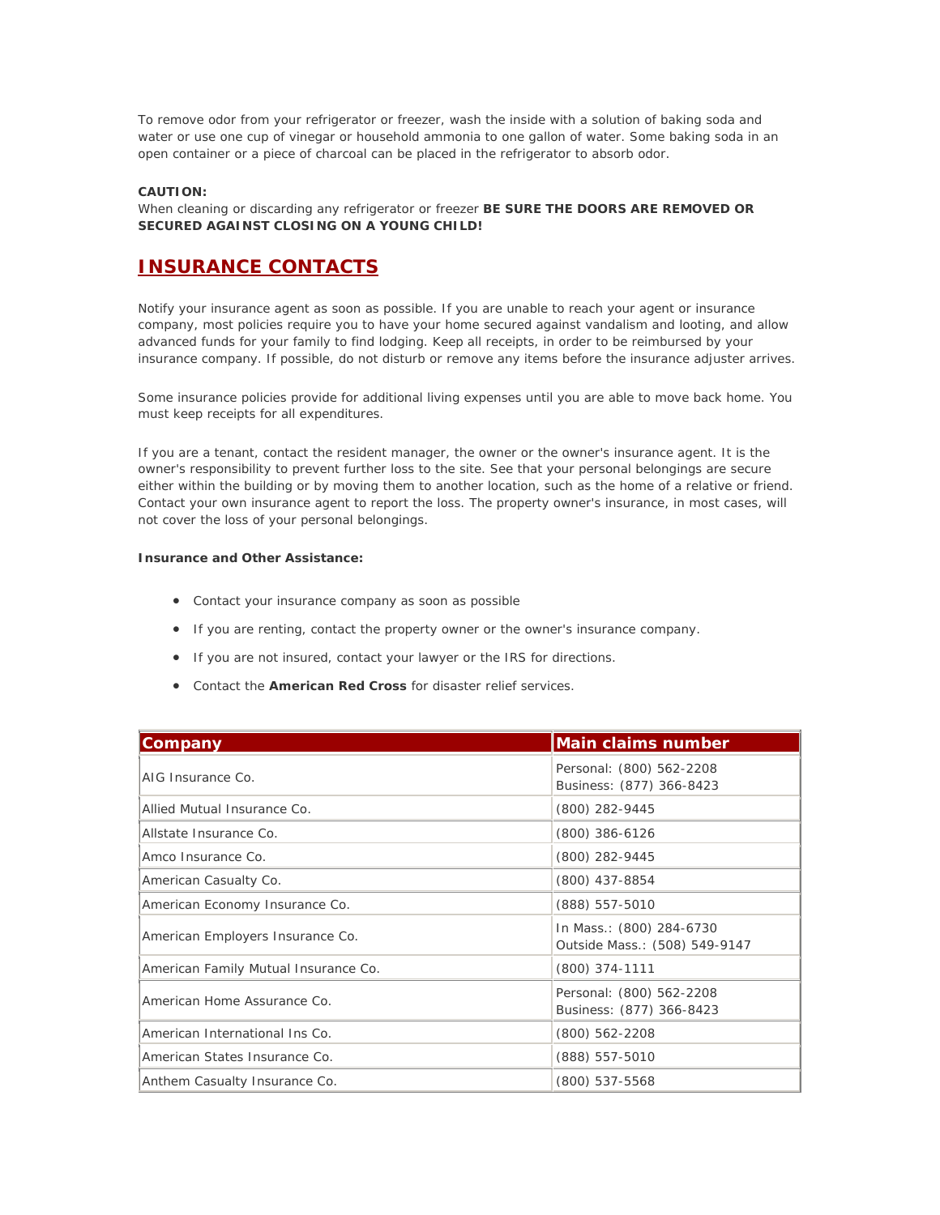To remove odor from your refrigerator or freezer, wash the inside with a solution of baking soda and water or use one cup of vinegar or household ammonia to one gallon of water. Some baking soda in an open container or a piece of charcoal can be placed in the refrigerator to absorb odor.

**CAUTION:**
When cleaning or discarding any refrigerator or freezer **BE SURE THE DOORS ARE REMOVED OR SECURED AGAINST CLOSING ON A YOUNG CHILD!**

## INSURANCE CONTACTS

Notify your insurance agent as soon as possible. If you are unable to reach your agent or insurance company, most policies require you to have your home secured against vandalism and looting, and allow advanced funds for your family to find lodging. Keep all receipts, in order to be reimbursed by your insurance company. If possible, do not disturb or remove any items before the insurance adjuster arrives.

Some insurance policies provide for additional living expenses until you are able to move back home. You must keep receipts for all expenditures.

If you are a tenant, contact the resident manager, the owner or the owner's insurance agent. It is the owner's responsibility to prevent further loss to the site. See that your personal belongings are secure either within the building or by moving them to another location, such as the home of a relative or friend. Contact your own insurance agent to report the loss. The property owner's insurance, in most cases, will not cover the loss of your personal belongings.

**Insurance and Other Assistance:**

- Contact your insurance company as soon as possible
- If you are renting, contact the property owner or the owner's insurance company.
- If you are not insured, contact your lawyer or the IRS for directions.
- Contact the **American Red Cross** for disaster relief services.

| Company | Main claims number |
|---|---|
| AIG Insurance Co. | Personal: (800) 562-2208<br>Business: (877) 366-8423 |
| Allied Mutual Insurance Co. | (800) 282-9445 |
| Allstate Insurance Co. | (800) 386-6126 |
| Amco Insurance Co. | (800) 282-9445 |
| American Casualty Co. | (800) 437-8854 |
| American Economy Insurance Co. | (888) 557-5010 |
| American Employers Insurance Co. | In Mass.: (800) 284-6730<br>Outside Mass.: (508) 549-9147 |
| American Family Mutual Insurance Co. | (800) 374-1111 |
| American Home Assurance Co. | Personal: (800) 562-2208<br>Business: (877) 366-8423 |
| American International Ins Co. | (800) 562-2208 |
| American States Insurance Co. | (888) 557-5010 |
| Anthem Casualty Insurance Co. | (800) 537-5568 |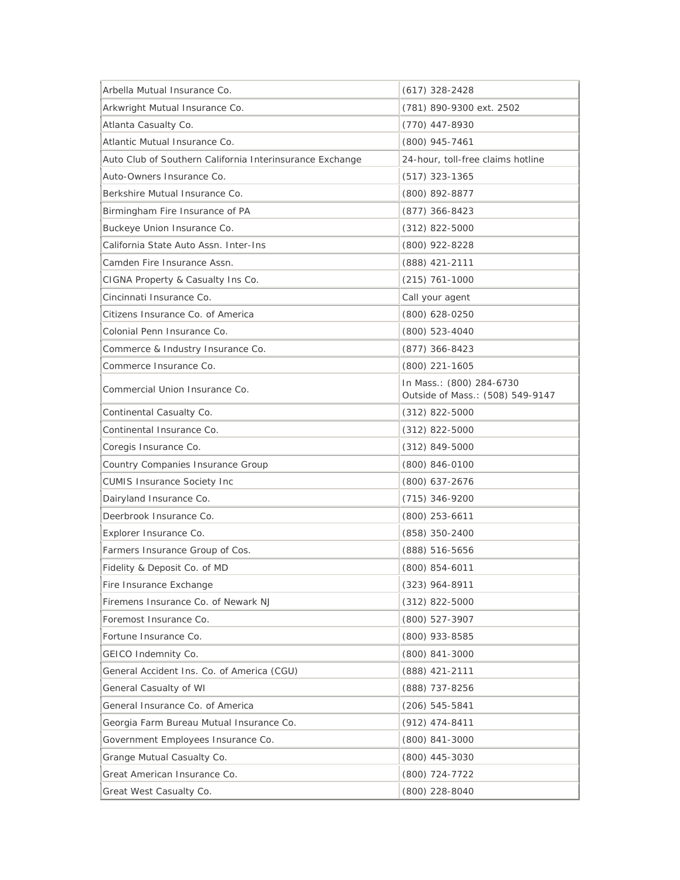| | |
|---|---|
| Arbella Mutual Insurance Co. | (617) 328-2428 |
| Arkwright Mutual Insurance Co. | (781) 890-9300 ext. 2502 |
| Atlanta Casualty Co. | (770) 447-8930 |
| Atlantic Mutual Insurance Co. | (800) 945-7461 |
| Auto Club of Southern California Interinsurance Exchange | 24-hour, toll-free claims hotline |
| Auto-Owners Insurance Co. | (517) 323-1365 |
| Berkshire Mutual Insurance Co. | (800) 892-8877 |
| Birmingham Fire Insurance of PA | (877) 366-8423 |
| Buckeye Union Insurance Co. | (312) 822-5000 |
| California State Auto Assn. Inter-Ins | (800) 922-8228 |
| Camden Fire Insurance Assn. | (888) 421-2111 |
| CIGNA Property & Casualty Ins Co. | (215) 761-1000 |
| Cincinnati Insurance Co. | Call your agent |
| Citizens Insurance Co. of America | (800) 628-0250 |
| Colonial Penn Insurance Co. | (800) 523-4040 |
| Commerce & Industry Insurance Co. | (877) 366-8423 |
| Commerce Insurance Co. | (800) 221-1605 |
| Commercial Union Insurance Co. | In Mass.: (800) 284-6730<br>Outside of Mass.: (508) 549-9147 |
| Continental Casualty Co. | (312) 822-5000 |
| Continental Insurance Co. | (312) 822-5000 |
| Coregis Insurance Co. | (312) 849-5000 |
| Country Companies Insurance Group | (800) 846-0100 |
| CUMIS Insurance Society Inc | (800) 637-2676 |
| Dairyland Insurance Co. | (715) 346-9200 |
| Deerbrook Insurance Co. | (800) 253-6611 |
| Explorer Insurance Co. | (858) 350-2400 |
| Farmers Insurance Group of Cos. | (888) 516-5656 |
| Fidelity & Deposit Co. of MD | (800) 854-6011 |
| Fire Insurance Exchange | (323) 964-8911 |
| Firemens Insurance Co. of Newark NJ | (312) 822-5000 |
| Foremost Insurance Co. | (800) 527-3907 |
| Fortune Insurance Co. | (800) 933-8585 |
| GEICO Indemnity Co. | (800) 841-3000 |
| General Accident Ins. Co. of America (CGU) | (888) 421-2111 |
| General Casualty of WI | (888) 737-8256 |
| General Insurance Co. of America | (206) 545-5841 |
| Georgia Farm Bureau Mutual Insurance Co. | (912) 474-8411 |
| Government Employees Insurance Co. | (800) 841-3000 |
| Grange Mutual Casualty Co. | (800) 445-3030 |
| Great American Insurance Co. | (800) 724-7722 |
| Great West Casualty Co. | (800) 228-8040 |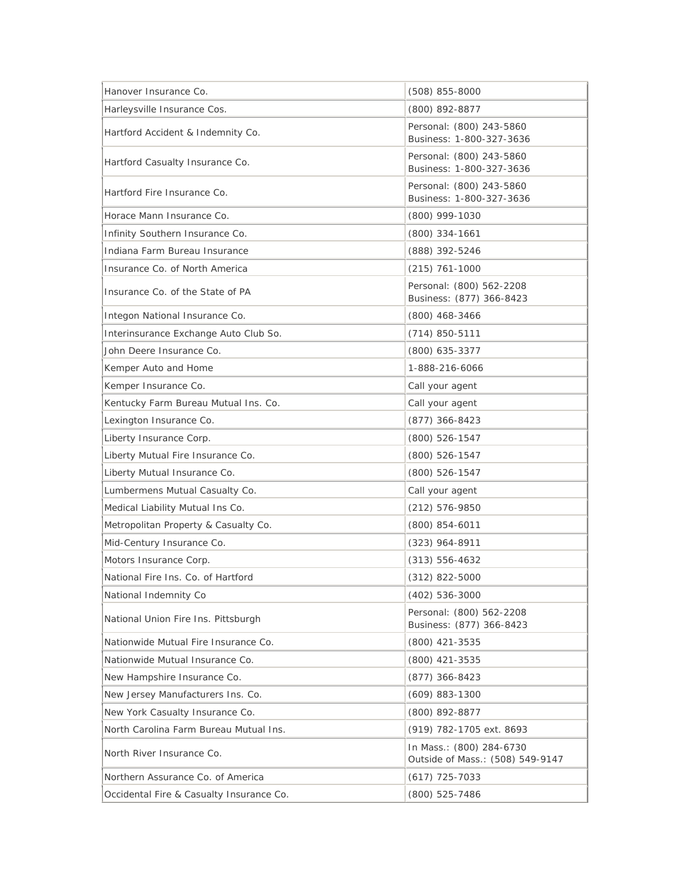| | |
|---|---|
| Hanover Insurance Co. | (508) 855-8000 |
| Harleysville Insurance Cos. | (800) 892-8877 |
| Hartford Accident & Indemnity Co. | Personal: (800) 243-5860<br>Business: 1-800-327-3636 |
| Hartford Casualty Insurance Co. | Personal: (800) 243-5860<br>Business: 1-800-327-3636 |
| Hartford Fire Insurance Co. | Personal: (800) 243-5860<br>Business: 1-800-327-3636 |
| Horace Mann Insurance Co. | (800) 999-1030 |
| Infinity Southern Insurance Co. | (800) 334-1661 |
| Indiana Farm Bureau Insurance | (888) 392-5246 |
| Insurance Co. of North America | (215) 761-1000 |
| Insurance Co. of the State of PA | Personal: (800) 562-2208<br>Business: (877) 366-8423 |
| Integon National Insurance Co. | (800) 468-3466 |
| Interinsurance Exchange Auto Club So. | (714) 850-5111 |
| John Deere Insurance Co. | (800) 635-3377 |
| Kemper Auto and Home | 1-888-216-6066 |
| Kemper Insurance Co. | Call your agent |
| Kentucky Farm Bureau Mutual Ins. Co. | Call your agent |
| Lexington Insurance Co. | (877) 366-8423 |
| Liberty Insurance Corp. | (800) 526-1547 |
| Liberty Mutual Fire Insurance Co. | (800) 526-1547 |
| Liberty Mutual Insurance Co. | (800) 526-1547 |
| Lumbermens Mutual Casualty Co. | Call your agent |
| Medical Liability Mutual Ins Co. | (212) 576-9850 |
| Metropolitan Property & Casualty Co. | (800) 854-6011 |
| Mid-Century Insurance Co. | (323) 964-8911 |
| Motors Insurance Corp. | (313) 556-4632 |
| National Fire Ins. Co. of Hartford | (312) 822-5000 |
| National Indemnity Co | (402) 536-3000 |
| National Union Fire Ins. Pittsburgh | Personal: (800) 562-2208<br>Business: (877) 366-8423 |
| Nationwide Mutual Fire Insurance Co. | (800) 421-3535 |
| Nationwide Mutual Insurance Co. | (800) 421-3535 |
| New Hampshire Insurance Co. | (877) 366-8423 |
| New Jersey Manufacturers Ins. Co. | (609) 883-1300 |
| New York Casualty Insurance Co. | (800) 892-8877 |
| North Carolina Farm Bureau Mutual Ins. | (919) 782-1705 ext. 8693 |
| North River Insurance Co. | In Mass.: (800) 284-6730<br>Outside of Mass.: (508) 549-9147 |
| Northern Assurance Co. of America | (617) 725-7033 |
| Occidental Fire & Casualty Insurance Co. | (800) 525-7486 |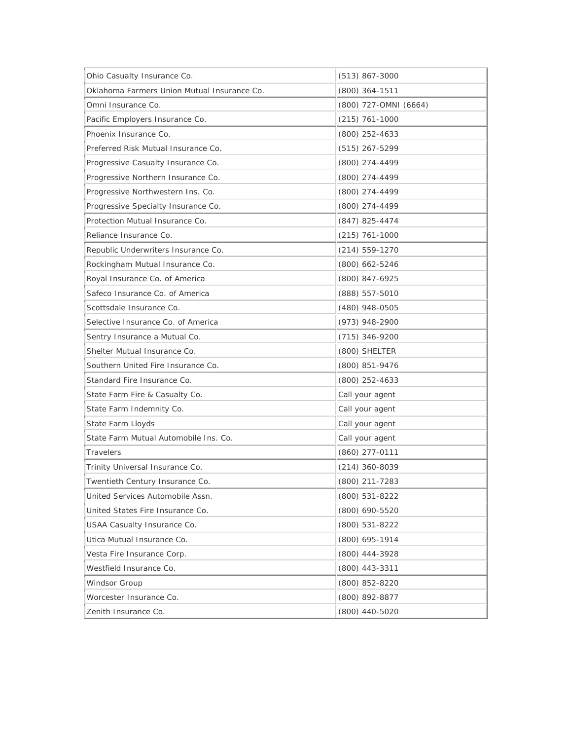| | |
|---|---|
| Ohio Casualty Insurance Co. | (513) 867-3000 |
| Oklahoma Farmers Union Mutual Insurance Co. | (800) 364-1511 |
| Omni Insurance Co. | (800) 727-OMNI (6664) |
| Pacific Employers Insurance Co. | (215) 761-1000 |
| Phoenix Insurance Co. | (800) 252-4633 |
| Preferred Risk Mutual Insurance Co. | (515) 267-5299 |
| Progressive Casualty Insurance Co. | (800) 274-4499 |
| Progressive Northern Insurance Co. | (800) 274-4499 |
| Progressive Northwestern Ins. Co. | (800) 274-4499 |
| Progressive Specialty Insurance Co. | (800) 274-4499 |
| Protection Mutual Insurance Co. | (847) 825-4474 |
| Reliance Insurance Co. | (215) 761-1000 |
| Republic Underwriters Insurance Co. | (214) 559-1270 |
| Rockingham Mutual Insurance Co. | (800) 662-5246 |
| Royal Insurance Co. of America | (800) 847-6925 |
| Safeco Insurance Co. of America | (888) 557-5010 |
| Scottsdale Insurance Co. | (480) 948-0505 |
| Selective Insurance Co. of America | (973) 948-2900 |
| Sentry Insurance a Mutual Co. | (715) 346-9200 |
| Shelter Mutual Insurance Co. | (800) SHELTER |
| Southern United Fire Insurance Co. | (800) 851-9476 |
| Standard Fire Insurance Co. | (800) 252-4633 |
| State Farm Fire & Casualty Co. | Call your agent |
| State Farm Indemnity Co. | Call your agent |
| State Farm Lloyds | Call your agent |
| State Farm Mutual Automobile Ins. Co. | Call your agent |
| Travelers | (860) 277-0111 |
| Trinity Universal Insurance Co. | (214) 360-8039 |
| Twentieth Century Insurance Co. | (800) 211-7283 |
| United Services Automobile Assn. | (800) 531-8222 |
| United States Fire Insurance Co. | (800) 690-5520 |
| USAA Casualty Insurance Co. | (800) 531-8222 |
| Utica Mutual Insurance Co. | (800) 695-1914 |
| Vesta Fire Insurance Corp. | (800) 444-3928 |
| Westfield Insurance Co. | (800) 443-3311 |
| Windsor Group | (800) 852-8220 |
| Worcester Insurance Co. | (800) 892-8877 |
| Zenith Insurance Co. | (800) 440-5020 |